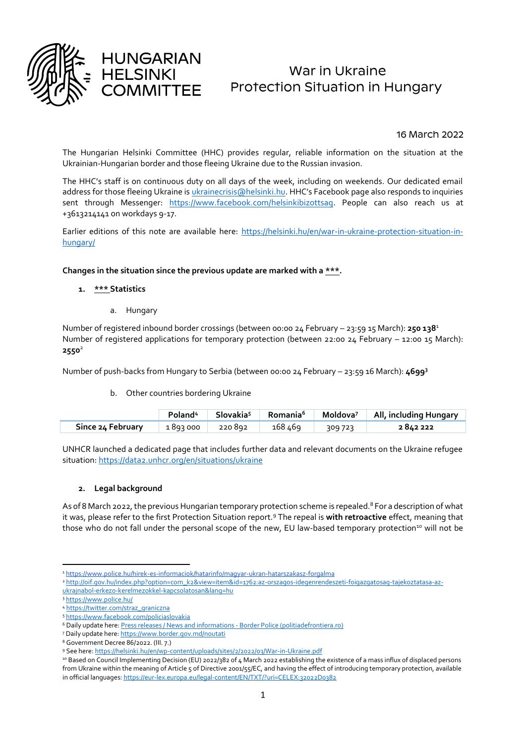HUNGARIAN HELSINKI COMMITTEE

# War in Ukraine
# Protection Situation in Hungary

16 March 2022

The Hungarian Helsinki Committee (HHC) provides regular, reliable information on the situation at the Ukrainian-Hungarian border and those fleeing Ukraine due to the Russian invasion.

The HHC's staff is on continuous duty on all days of the week, including on weekends. Our dedicated email address for those fleeing Ukraine is ukrainecrisis@helsinki.hu. HHC's Facebook page also responds to inquiries sent through Messenger: https://www.facebook.com/helsinkibizottsag. People can also reach us at +3613214141 on workdays 9-17.

Earlier editions of this note are available here: https://helsinki.hu/en/war-in-ukraine-protection-situation-in-hungary/

**Changes in the situation since the previous update are marked with a \*\*\*.**

## 1. *** Statistics

### a. Hungary

Number of registered inbound border crossings (between 00:00 24 February – 23:59 15 March): **250 138**[1]
Number of registered applications for temporary protection (between 22:00 24 February – 12:00 15 March): **2550**[2]

Number of push-backs from Hungary to Serbia (between 00:00 24 February – 23:59 16 March): **4699**[3]

### b. Other countries bordering Ukraine

| | Poland[4] | Slovakia[5] | Romania[6] | Moldova[7] | All, including Hungary |
|---|---|---|---|---|---|
| **Since 24 February** | 1 893 000 | 220 892 | 168 469 | 309 723 | **2 842 222** |

UNHCR launched a dedicated page that includes further data and relevant documents on the Ukraine refugee situation: https://data2.unhcr.org/en/situations/ukraine

## 2. Legal background

As of 8 March 2022, the previous Hungarian temporary protection scheme is repealed.[8] For a description of what it was, please refer to the first Protection Situation report.[9] The repeal is **with retroactive** effect, meaning that those who do not fall under the personal scope of the new, EU law-based temporary protection[10] will not be

---

[1] https://www.police.hu/hirek-es-informaciok/hatarinfo/magyar-ukran-hatarszakasz-forgalma
[2] http://oif.gov.hu/index.php?option=com_k2&view=item&id=1762:az-orszagos-idegenrendeszeti-foigazgatosag-tajekoztatasa-az-ukrajnabol-erkezo-kerelmezokkel-kapcsolatosan&lang=hu
[3] https://www.police.hu/
[4] https://twitter.com/straz_graniczna
[5] https://www.facebook.com/policiaslovakia
[6] Daily update here: Press releases / News and informations - Border Police (politiadefrontiera.ro)
[7] Daily update here: https://www.border.gov.md/noutati
[8] Government Decree 86/2022. (III. 7.)
[9] See here: https://helsinki.hu/en/wp-content/uploads/sites/2/2022/03/War-in-Ukraine.pdf
[10] Based on Council Implementing Decision (EU) 2022/382 of 4 March 2022 establishing the existence of a mass influx of displaced persons from Ukraine within the meaning of Article 5 of Directive 2001/55/EC, and having the effect of introducing temporary protection, available in official languages: https://eur-lex.europa.eu/legal-content/EN/TXT/?uri=CELEX:32022D0382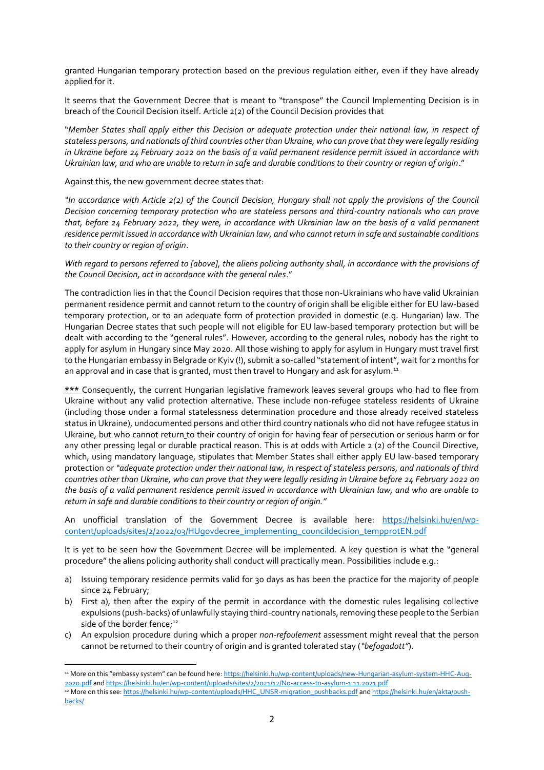granted Hungarian temporary protection based on the previous regulation either, even if they have already applied for it.

It seems that the Government Decree that is meant to "transpose" the Council Implementing Decision is in breach of the Council Decision itself. Article 2(2) of the Council Decision provides that

"*Member States shall apply either this Decision or adequate protection under their national law, in respect of stateless persons, and nationals of third countries other than Ukraine, who can prove that they were legally residing in Ukraine before 24 February 2022 on the basis of a valid permanent residence permit issued in accordance with Ukrainian law, and who are unable to return in safe and durable conditions to their country or region of origin*."

Against this, the new government decree states that:

*"In accordance with Article 2(2) of the Council Decision, Hungary shall not apply the provisions of the Council Decision concerning temporary protection who are stateless persons and third-country nationals who can prove that, before 24 February 2022, they were, in accordance with Ukrainian law on the basis of a valid permanent residence permit issued in accordance with Ukrainian law, and who cannot return in safe and sustainable conditions to their country or region of origin.*

*With regard to persons referred to [above], the aliens policing authority shall, in accordance with the provisions of the Council Decision, act in accordance with the general rules*."

The contradiction lies in that the Council Decision requires that those non-Ukrainians who have valid Ukrainian permanent residence permit and cannot return to the country of origin shall be eligible either for EU law-based temporary protection, or to an adequate form of protection provided in domestic (e.g. Hungarian) law. The Hungarian Decree states that such people will not eligible for EU law-based temporary protection but will be dealt with according to the "general rules". However, according to the general rules, nobody has the right to apply for asylum in Hungary since May 2020. All those wishing to apply for asylum in Hungary must travel first to the Hungarian embassy in Belgrade or Kyiv (!), submit a so-called "statement of intent", wait for 2 months for an approval and in case that is granted, must then travel to Hungary and ask for asylum.[11]

***Consequently, the current Hungarian legislative framework leaves several groups who had to flee from Ukraine without any valid protection alternative. These include non-refugee stateless residents of Ukraine (including those under a formal statelessness determination procedure and those already received stateless status in Ukraine), undocumented persons and other third country nationals who did not have refugee status in Ukraine, but who cannot return to their country of origin for having fear of persecution or serious harm or for any other pressing legal or durable practical reason. This is at odds with Article 2 (2) of the Council Directive, which, using mandatory language, stipulates that Member States shall either apply EU law-based temporary protection or "*adequate protection under their national law, in respect of stateless persons, and nationals of third countries other than Ukraine, who can prove that they were legally residing in Ukraine before 24 February 2022 on the basis of a valid permanent residence permit issued in accordance with Ukrainian law, and who are unable to return in safe and durable conditions to their country or region of origin."*

An unofficial translation of the Government Decree is available here: https://helsinki.hu/en/wp-content/uploads/sites/2/2022/03/HUgovdecree_implementing_councildecision_tempprotEN.pdf

It is yet to be seen how the Government Decree will be implemented. A key question is what the "general procedure" the aliens policing authority shall conduct will practically mean. Possibilities include e.g.:

a) Issuing temporary residence permits valid for 30 days as has been the practice for the majority of people since 24 February;
b) First a), then after the expiry of the permit in accordance with the domestic rules legalising collective expulsions (push-backs) of unlawfully staying third-country nationals, removing these people to the Serbian side of the border fence;[12]
c) An expulsion procedure during which a proper *non-refoulement* assessment might reveal that the person cannot be returned to their country of origin and is granted tolerated stay (*"befogadott"*).

---

[11] More on this "embassy system" can be found here: https://helsinki.hu/wp-content/uploads/new-Hungarian-asylum-system-HHC-Aug-2020.pdf and https://helsinki.hu/en/wp-content/uploads/sites/2/2021/12/No-access-to-asylum-1.11.2021.pdf

[12] More on this see: https://helsinki.hu/wp-content/uploads/HHC_UNSR-migration_pushbacks.pdf and https://helsinki.hu/en/akta/push-backs/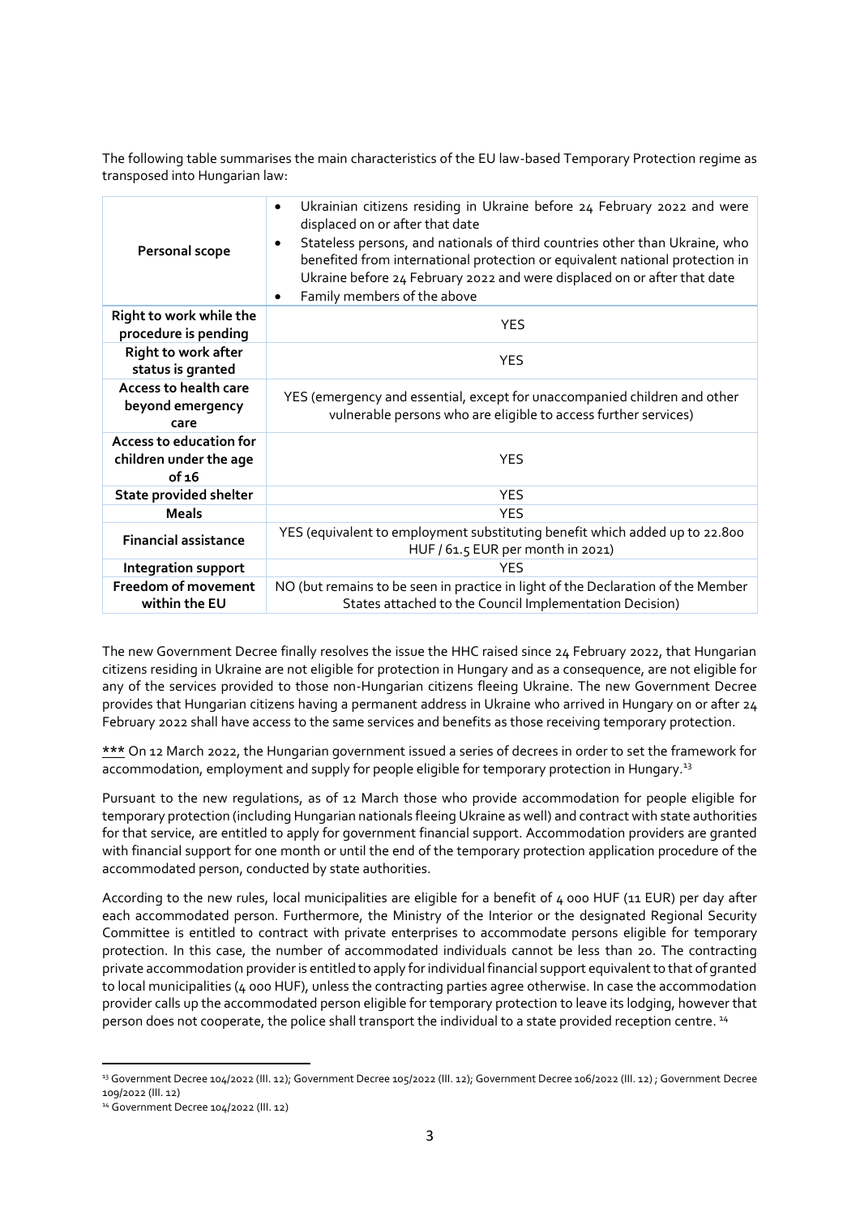The following table summarises the main characteristics of the EU law-based Temporary Protection regime as transposed into Hungarian law:

| | |
|---|---|
| **Personal scope** | • Ukrainian citizens residing in Ukraine before 24 February 2022 and were displaced on or after that date<br>• Stateless persons, and nationals of third countries other than Ukraine, who benefited from international protection or equivalent national protection in Ukraine before 24 February 2022 and were displaced on or after that date<br>• Family members of the above |
| **Right to work while the procedure is pending** | YES |
| **Right to work after status is granted** | YES |
| **Access to health care beyond emergency care** | YES (emergency and essential, except for unaccompanied children and other vulnerable persons who are eligible to access further services) |
| **Access to education for children under the age of 16** | YES |
| **State provided shelter** | YES |
| **Meals** | YES |
| **Financial assistance** | YES (equivalent to employment substituting benefit which added up to 22.800 HUF / 61.5 EUR per month in 2021) |
| **Integration support** | YES |
| **Freedom of movement within the EU** | NO (but remains to be seen in practice in light of the Declaration of the Member States attached to the Council Implementation Decision) |

The new Government Decree finally resolves the issue the HHC raised since 24 February 2022, that Hungarian citizens residing in Ukraine are not eligible for protection in Hungary and as a consequence, are not eligible for any of the services provided to those non-Hungarian citizens fleeing Ukraine. The new Government Decree provides that Hungarian citizens having a permanent address in Ukraine who arrived in Hungary on or after 24 February 2022 shall have access to the same services and benefits as those receiving temporary protection.

***** On 12 March 2022, the Hungarian government issued a series of decrees in order to set the framework for accommodation, employment and supply for people eligible for temporary protection in Hungary.[13]

Pursuant to the new regulations, as of 12 March those who provide accommodation for people eligible for temporary protection (including Hungarian nationals fleeing Ukraine as well) and contract with state authorities for that service, are entitled to apply for government financial support. Accommodation providers are granted with financial support for one month or until the end of the temporary protection application procedure of the accommodated person, conducted by state authorities.

According to the new rules, local municipalities are eligible for a benefit of 4 000 HUF (11 EUR) per day after each accommodated person. Furthermore, the Ministry of the Interior or the designated Regional Security Committee is entitled to contract with private enterprises to accommodate persons eligible for temporary protection. In this case, the number of accommodated individuals cannot be less than 20. The contracting private accommodation provider is entitled to apply for individual financial support equivalent to that of granted to local municipalities (4 000 HUF), unless the contracting parties agree otherwise. In case the accommodation provider calls up the accommodated person eligible for temporary protection to leave its lodging, however that person does not cooperate, the police shall transport the individual to a state provided reception centre.[14]

---

[13] Government Decree 104/2022 (III. 12); Government Decree 105/2022 (III. 12); Government Decree 106/2022 (III. 12) ; Government Decree 109/2022 (III. 12)

[14] Government Decree 104/2022 (III. 12)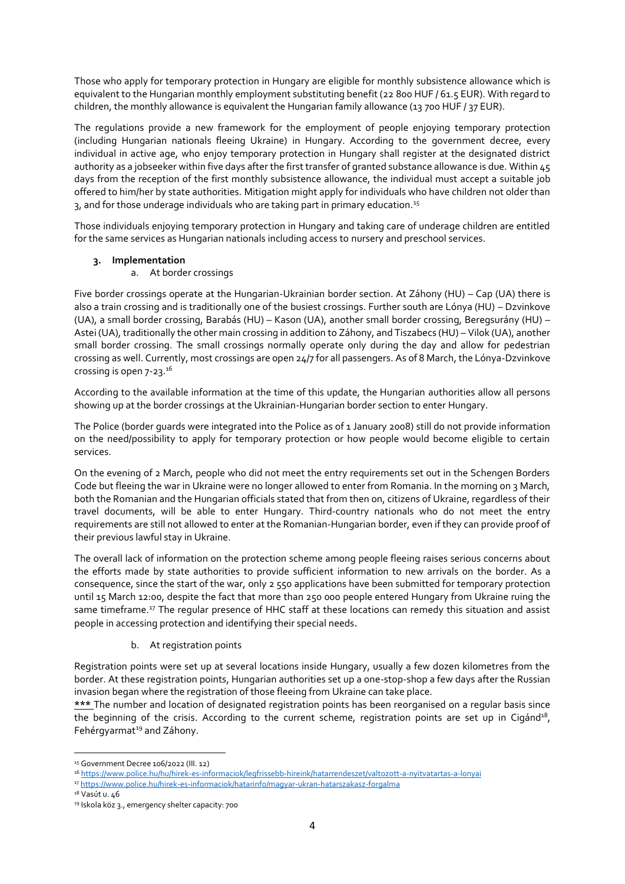Those who apply for temporary protection in Hungary are eligible for monthly subsistence allowance which is equivalent to the Hungarian monthly employment substituting benefit (22 800 HUF / 61.5 EUR). With regard to children, the monthly allowance is equivalent the Hungarian family allowance (13 700 HUF / 37 EUR).

The regulations provide a new framework for the employment of people enjoying temporary protection (including Hungarian nationals fleeing Ukraine) in Hungary. According to the government decree, every individual in active age, who enjoy temporary protection in Hungary shall register at the designated district authority as a jobseeker within five days after the first transfer of granted substance allowance is due. Within 45 days from the reception of the first monthly subsistence allowance, the individual must accept a suitable job offered to him/her by state authorities. Mitigation might apply for individuals who have children not older than 3, and for those underage individuals who are taking part in primary education.[15]

Those individuals enjoying temporary protection in Hungary and taking care of underage children are entitled for the same services as Hungarian nationals including access to nursery and preschool services.

### 3. Implementation

#### a. At border crossings

Five border crossings operate at the Hungarian-Ukrainian border section. At Záhony (HU) – Cap (UA) there is also a train crossing and is traditionally one of the busiest crossings. Further south are Lónya (HU) – Dzvinkove (UA), a small border crossing, Barabás (HU) – Kason (UA), another small border crossing, Beregsurány (HU) – Astei (UA), traditionally the other main crossing in addition to Záhony, and Tiszabecs (HU) – Vilok (UA), another small border crossing. The small crossings normally operate only during the day and allow for pedestrian crossing as well. Currently, most crossings are open 24/7 for all passengers. As of 8 March, the Lónya-Dzvinkove crossing is open 7-23.[16]

According to the available information at the time of this update, the Hungarian authorities allow all persons showing up at the border crossings at the Ukrainian-Hungarian border section to enter Hungary.

The Police (border guards were integrated into the Police as of 1 January 2008) still do not provide information on the need/possibility to apply for temporary protection or how people would become eligible to certain services.

On the evening of 2 March, people who did not meet the entry requirements set out in the Schengen Borders Code but fleeing the war in Ukraine were no longer allowed to enter from Romania. In the morning on 3 March, both the Romanian and the Hungarian officials stated that from then on, citizens of Ukraine, regardless of their travel documents, will be able to enter Hungary. Third-country nationals who do not meet the entry requirements are still not allowed to enter at the Romanian-Hungarian border, even if they can provide proof of their previous lawful stay in Ukraine.

The overall lack of information on the protection scheme among people fleeing raises serious concerns about the efforts made by state authorities to provide sufficient information to new arrivals on the border. As a consequence, since the start of the war, only 2 550 applications have been submitted for temporary protection until 15 March 12:00, despite the fact that more than 250 000 people entered Hungary from Ukraine ruing the same timeframe.[17] The regular presence of HHC staff at these locations can remedy this situation and assist people in accessing protection and identifying their special needs.

#### b. At registration points

Registration points were set up at several locations inside Hungary, usually a few dozen kilometres from the border. At these registration points, Hungarian authorities set up a one-stop-shop a few days after the Russian invasion began where the registration of those fleeing from Ukraine can take place.
*** The number and location of designated registration points has been reorganised on a regular basis since the beginning of the crisis. According to the current scheme, registration points are set up in Cigánd[18], Fehérgyarmat[19] and Záhony.

---

[15] Government Decree 106/2022 (III. 12)

[16] https://www.police.hu/hu/hirek-es-informaciok/legfrissebb-hireink/hatarrendeszet/valtozott-a-nyitvatartas-a-lonyai

[17] https://www.police.hu/hirek-es-informaciok/hatarinfo/magyar-ukran-hatarszakasz-forgalma

[18] Vasút u. 46

[19] Iskola köz 3., emergency shelter capacity: 700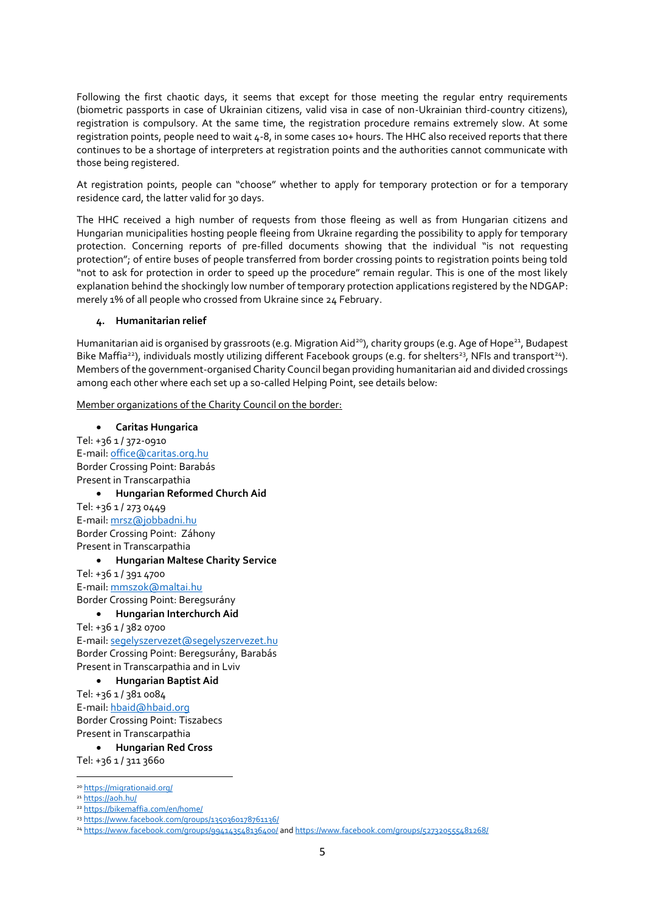Following the first chaotic days, it seems that except for those meeting the regular entry requirements (biometric passports in case of Ukrainian citizens, valid visa in case of non-Ukrainian third-country citizens), registration is compulsory. At the same time, the registration procedure remains extremely slow. At some registration points, people need to wait 4-8, in some cases 10+ hours. The HHC also received reports that there continues to be a shortage of interpreters at registration points and the authorities cannot communicate with those being registered.

At registration points, people can "choose" whether to apply for temporary protection or for a temporary residence card, the latter valid for 30 days.

The HHC received a high number of requests from those fleeing as well as from Hungarian citizens and Hungarian municipalities hosting people fleeing from Ukraine regarding the possibility to apply for temporary protection. Concerning reports of pre-filled documents showing that the individual "is not requesting protection"; of entire buses of people transferred from border crossing points to registration points being told "not to ask for protection in order to speed up the procedure" remain regular. This is one of the most likely explanation behind the shockingly low number of temporary protection applications registered by the NDGAP: merely 1% of all people who crossed from Ukraine since 24 February.

### 4. Humanitarian relief

Humanitarian aid is organised by grassroots (e.g. Migration Aid[20]), charity groups (e.g. Age of Hope[21], Budapest Bike Maffia[22]), individuals mostly utilizing different Facebook groups (e.g. for shelters[23], NFIs and transport[24]). Members of the government-organised Charity Council began providing humanitarian aid and divided crossings among each other where each set up a so-called Helping Point, see details below:

<u>Member organizations of the Charity Council on the border:</u>

- **Caritas Hungarica**

Tel: +36 1 / 372-0910
E-mail: office@caritas.org.hu
Border Crossing Point: Barabás
Present in Transcarpathia

- **Hungarian Reformed Church Aid**

Tel: +36 1 / 273 0449
E-mail: mrsz@jobbadni.hu
Border Crossing Point: Záhony
Present in Transcarpathia

- **Hungarian Maltese Charity Service**

Tel: +36 1 / 391 4700
E-mail: mmszok@maltai.hu
Border Crossing Point: Beregsurány

- **Hungarian Interchurch Aid**

Tel: +36 1 / 382 0700
E-mail: segelyszervezet@segelyszervezet.hu
Border Crossing Point: Beregsurány, Barabás
Present in Transcarpathia and in Lviv

- **Hungarian Baptist Aid**

Tel: +36 1 / 381 0084
E-mail: hbaid@hbaid.org
Border Crossing Point: Tiszabecs
Present in Transcarpathia

- **Hungarian Red Cross**

Tel: +36 1 / 311 3660

---

[20] https://migrationaid.org/
[21] https://aoh.hu/
[22] https://bikemaffia.com/en/home/
[23] https://www.facebook.com/groups/1350360178761136/
[24] https://www.facebook.com/groups/994143548136400/ and https://www.facebook.com/groups/527320555481268/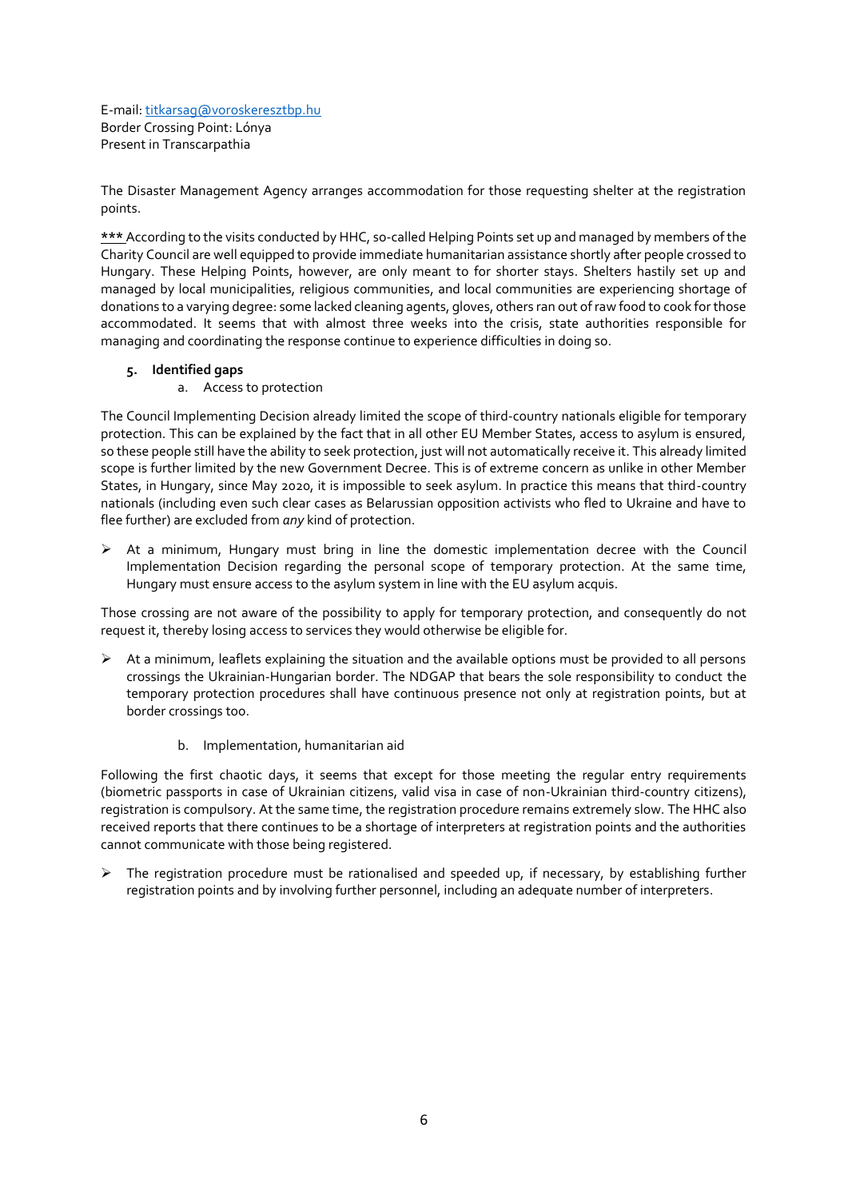E-mail: titkarsag@voroskeresztbp.hu
Border Crossing Point: Lónya
Present in Transcarpathia

The Disaster Management Agency arranges accommodation for those requesting shelter at the registration points.

*** According to the visits conducted by HHC, so-called Helping Points set up and managed by members of the Charity Council are well equipped to provide immediate humanitarian assistance shortly after people crossed to Hungary. These Helping Points, however, are only meant to for shorter stays. Shelters hastily set up and managed by local municipalities, religious communities, and local communities are experiencing shortage of donations to a varying degree: some lacked cleaning agents, gloves, others ran out of raw food to cook for those accommodated. It seems that with almost three weeks into the crisis, state authorities responsible for managing and coordinating the response continue to experience difficulties in doing so.

## 5. Identified gaps

### a. Access to protection

The Council Implementing Decision already limited the scope of third-country nationals eligible for temporary protection. This can be explained by the fact that in all other EU Member States, access to asylum is ensured, so these people still have the ability to seek protection, just will not automatically receive it. This already limited scope is further limited by the new Government Decree. This is of extreme concern as unlike in other Member States, in Hungary, since May 2020, it is impossible to seek asylum. In practice this means that third-country nationals (including even such clear cases as Belarussian opposition activists who fled to Ukraine and have to flee further) are excluded from *any* kind of protection.

- At a minimum, Hungary must bring in line the domestic implementation decree with the Council Implementation Decision regarding the personal scope of temporary protection. At the same time, Hungary must ensure access to the asylum system in line with the EU asylum acquis.

Those crossing are not aware of the possibility to apply for temporary protection, and consequently do not request it, thereby losing access to services they would otherwise be eligible for.

- At a minimum, leaflets explaining the situation and the available options must be provided to all persons crossings the Ukrainian-Hungarian border. The NDGAP that bears the sole responsibility to conduct the temporary protection procedures shall have continuous presence not only at registration points, but at border crossings too.

### b. Implementation, humanitarian aid

Following the first chaotic days, it seems that except for those meeting the regular entry requirements (biometric passports in case of Ukrainian citizens, valid visa in case of non-Ukrainian third-country citizens), registration is compulsory. At the same time, the registration procedure remains extremely slow. The HHC also received reports that there continues to be a shortage of interpreters at registration points and the authorities cannot communicate with those being registered.

- The registration procedure must be rationalised and speeded up, if necessary, by establishing further registration points and by involving further personnel, including an adequate number of interpreters.